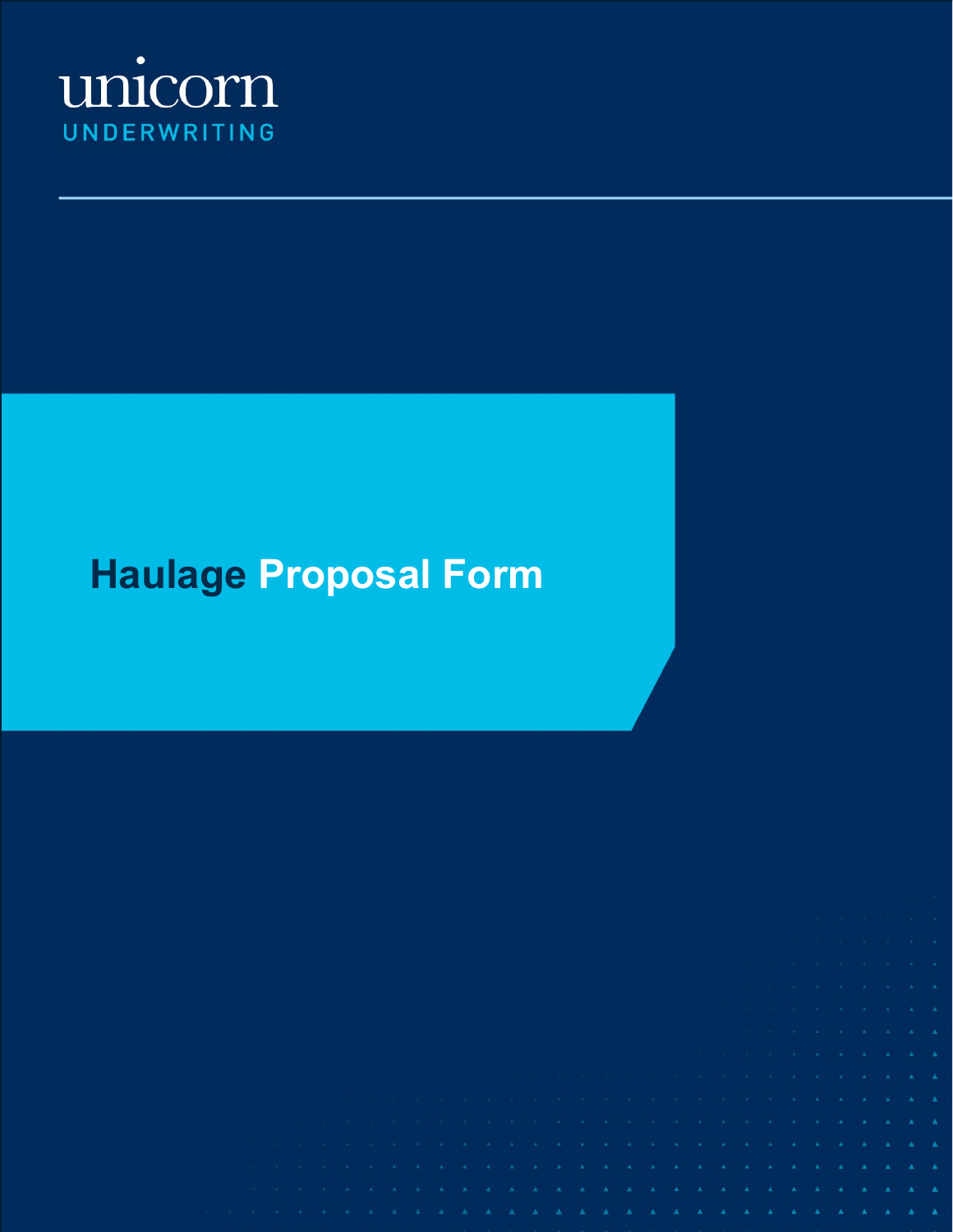unicorn

UNDERWRITING

# Haulage Proposal Form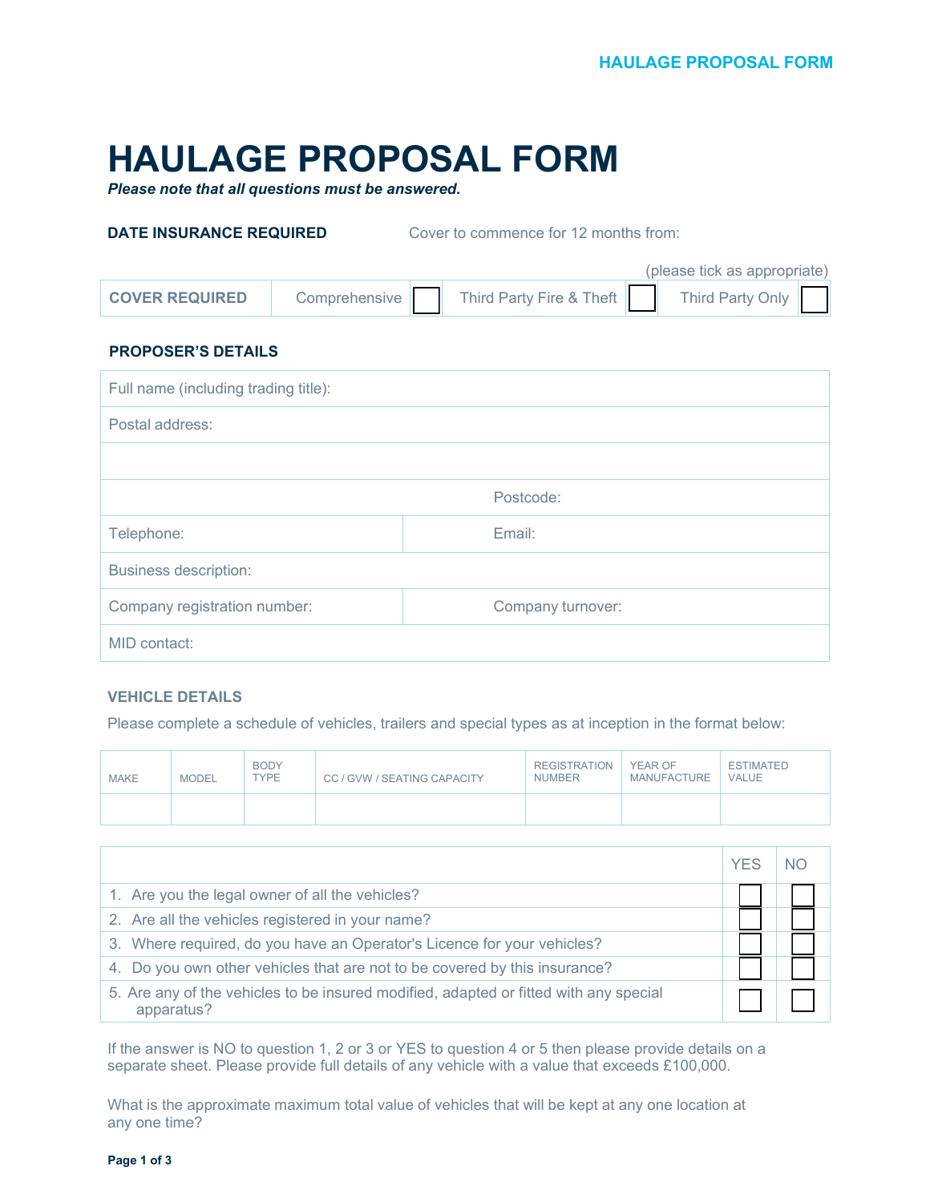# HAULAGE PROPOSAL FORM

***Please note that all questions must be answered.***

**DATE INSURANCE REQUIRED** Cover to commence for 12 months from:

(please tick as appropriate)

| COVER REQUIRED | Comprehensive | ☐ | Third Party Fire & Theft | ☐ | Third Party Only | ☐ |
|---|---|---|---|---|---|---|

**PROPOSER'S DETAILS**

| | |
|---|---|
| Full name (including trading title): | |
| Postal address: | |
| | |
| | Postcode: |
| Telephone: | Email: |
| Business description: | |
| Company registration number: | Company turnover: |
| MID contact: | |

**VEHICLE DETAILS**

Please complete a schedule of vehicles, trailers and special types as at inception in the format below:

| MAKE | MODEL | BODY TYPE | CC / GVW / SEATING CAPACITY | REGISTRATION NUMBER | YEAR OF MANUFACTURE | ESTIMATED VALUE |
|---|---|---|---|---|---|---|
| | | | | | | |

| | YES | NO |
|---|---|---|
| 1. Are you the legal owner of all the vehicles? | ☐ | ☐ |
| 2. Are all the vehicles registered in your name? | ☐ | ☐ |
| 3. Where required, do you have an Operator's Licence for your vehicles? | ☐ | ☐ |
| 4. Do you own other vehicles that are not to be covered by this insurance? | ☐ | ☐ |
| 5. Are any of the vehicles to be insured modified, adapted or fitted with any special apparatus? | ☐ | ☐ |

If the answer is NO to question 1, 2 or 3 or YES to question 4 or 5 then please provide details on a separate sheet. Please provide full details of any vehicle with a value that exceeds £100,000.

What is the approximate maximum total value of vehicles that will be kept at any one location at any one time?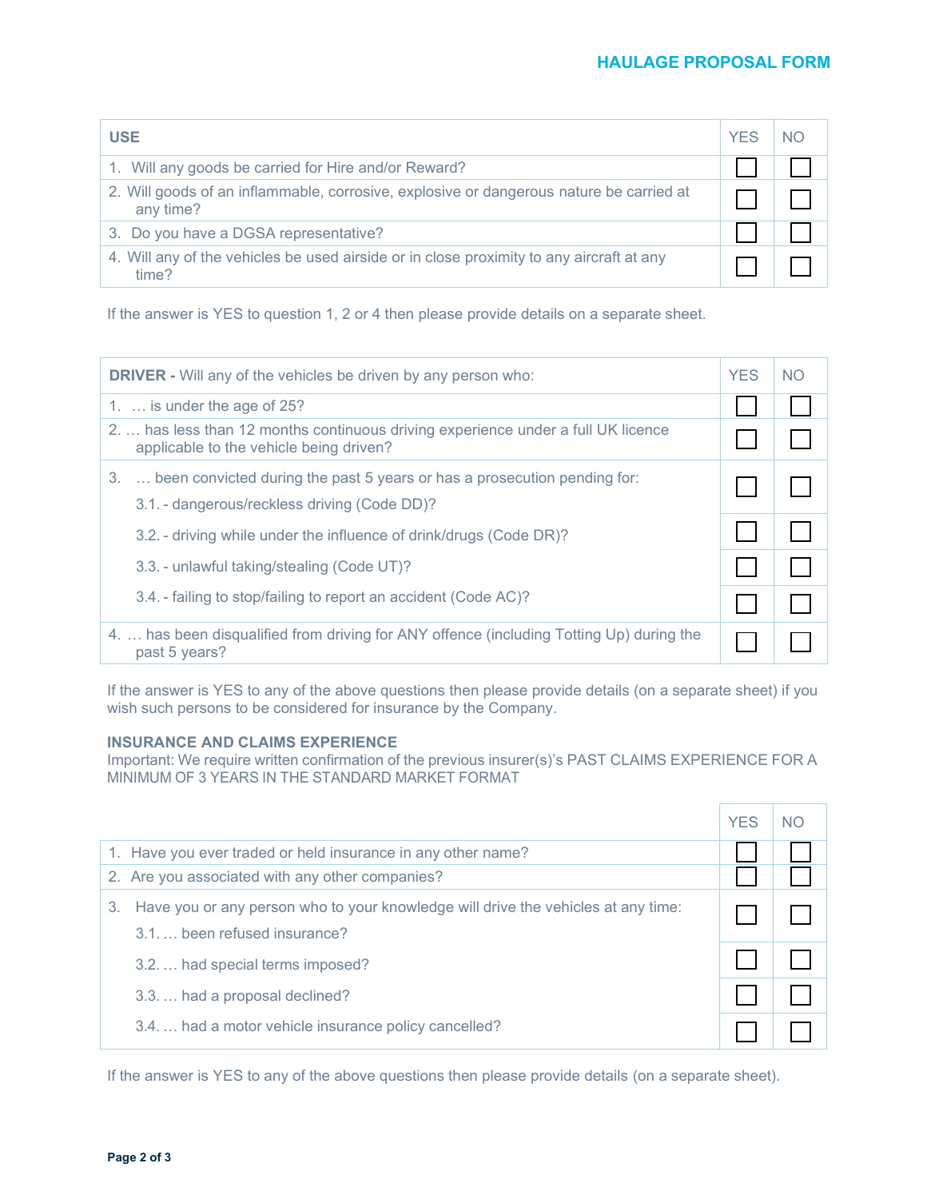## HAULAGE PROPOSAL FORM

| USE | YES | NO |
|---|---|---|
| 1. Will any goods be carried for Hire and/or Reward? | ☐ | ☐ |
| 2. Will goods of an inflammable, corrosive, explosive or dangerous nature be carried at any time? | ☐ | ☐ |
| 3. Do you have a DGSA representative? | ☐ | ☐ |
| 4. Will any of the vehicles be used airside or in close proximity to any aircraft at any time? | ☐ | ☐ |

If the answer is YES to question 1, 2 or 4 then please provide details on a separate sheet.

| **DRIVER -** Will any of the vehicles be driven by any person who: | YES | NO |
|---|---|---|
| 1. … is under the age of 25? | ☐ | ☐ |
| 2. … has less than 12 months continuous driving experience under a full UK licence applicable to the vehicle being driven? | ☐ | ☐ |
| 3. … been convicted during the past 5 years or has a prosecution pending for: 3.1. - dangerous/reckless driving (Code DD)? | ☐ | ☐ |
| 3.2. - driving while under the influence of drink/drugs (Code DR)? | ☐ | ☐ |
| 3.3. - unlawful taking/stealing (Code UT)? | ☐ | ☐ |
| 3.4. - failing to stop/failing to report an accident (Code AC)? | ☐ | ☐ |
| 4. … has been disqualified from driving for ANY offence (including Totting Up) during the past 5 years? | ☐ | ☐ |

If the answer is YES to any of the above questions then please provide details (on a separate sheet) if you wish such persons to be considered for insurance by the Company.

### INSURANCE AND CLAIMS EXPERIENCE

Important: We require written confirmation of the previous insurer(s)'s PAST CLAIMS EXPERIENCE FOR A MINIMUM OF 3 YEARS IN THE STANDARD MARKET FORMAT

| | YES | NO |
|---|---|---|
| 1. Have you ever traded or held insurance in any other name? | ☐ | ☐ |
| 2. Are you associated with any other companies? | ☐ | ☐ |
| 3. Have you or any person who to your knowledge will drive the vehicles at any time: 3.1. … been refused insurance? | ☐ | ☐ |
| 3.2. … had special terms imposed? | ☐ | ☐ |
| 3.3. … had a proposal declined? | ☐ | ☐ |
| 3.4. … had a motor vehicle insurance policy cancelled? | ☐ | ☐ |

If the answer is YES to any of the above questions then please provide details (on a separate sheet).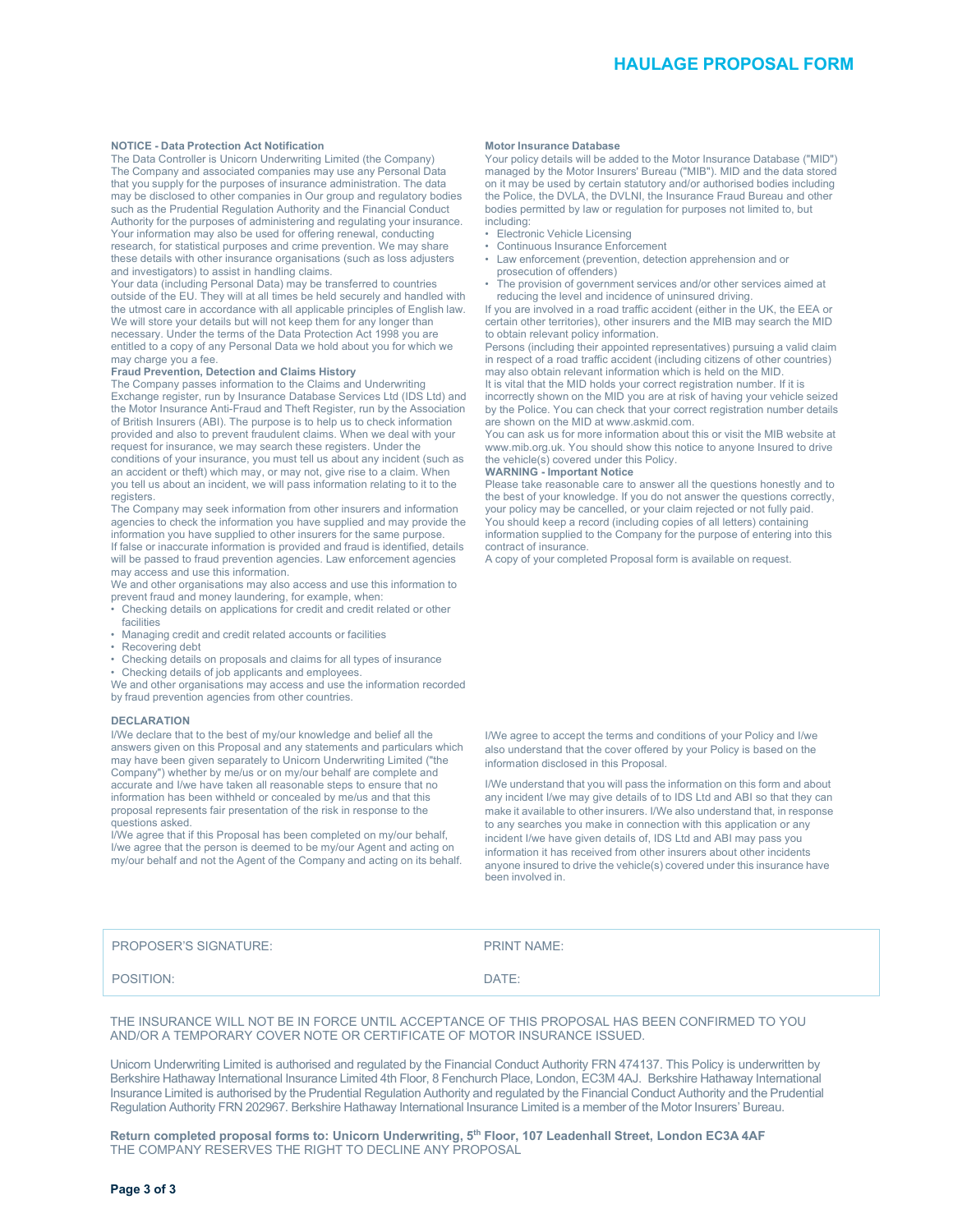# HAULAGE PROPOSAL FORM

**NOTICE - Data Protection Act Notification**

The Data Controller is Unicorn Underwriting Limited (the Company) The Company and associated companies may use any Personal Data that you supply for the purposes of insurance administration. The data may be disclosed to other companies in Our group and regulatory bodies such as the Prudential Regulation Authority and the Financial Conduct Authority for the purposes of administering and regulating your insurance. Your information may also be used for offering renewal, conducting research, for statistical purposes and crime prevention. We may share these details with other insurance organisations (such as loss adjusters and investigators) to assist in handling claims.

Your data (including Personal Data) may be transferred to countries outside of the EU. They will at all times be held securely and handled with the utmost care in accordance with all applicable principles of English law. We will store your details but will not keep them for any longer than necessary. Under the terms of the Data Protection Act 1998 you are entitled to a copy of any Personal Data we hold about you for which we may charge you a fee.

**Fraud Prevention, Detection and Claims History**

The Company passes information to the Claims and Underwriting Exchange register, run by Insurance Database Services Ltd (IDS Ltd) and the Motor Insurance Anti-Fraud and Theft Register, run by the Association of British Insurers (ABI). The purpose is to help us to check information provided and also to prevent fraudulent claims. When we deal with your request for insurance, we may search these registers. Under the conditions of your insurance, you must tell us about any incident (such as an accident or theft) which may, or may not, give rise to a claim. When you tell us about an incident, we will pass information relating to it to the registers.

The Company may seek information from other insurers and information agencies to check the information you have supplied and may provide the information you have supplied to other insurers for the same purpose. If false or inaccurate information is provided and fraud is identified, details will be passed to fraud prevention agencies. Law enforcement agencies may access and use this information.

We and other organisations may also access and use this information to prevent fraud and money laundering, for example, when:

- Checking details on applications for credit and credit related or other facilities
- Managing credit and credit related accounts or facilities
- Recovering debt
- Checking details on proposals and claims for all types of insurance
- Checking details of job applicants and employees.

We and other organisations may access and use the information recorded by fraud prevention agencies from other countries.

**Motor Insurance Database**

Your policy details will be added to the Motor Insurance Database ("MID") managed by the Motor Insurers' Bureau ("MIB"). MID and the data stored on it may be used by certain statutory and/or authorised bodies including the Police, the DVLA, the DVLNI, the Insurance Fraud Bureau and other bodies permitted by law or regulation for purposes not limited to, but including:

- Electronic Vehicle Licensing
- Continuous Insurance Enforcement
- Law enforcement (prevention, detection apprehension and or prosecution of offenders)
- The provision of government services and/or other services aimed at reducing the level and incidence of uninsured driving.

If you are involved in a road traffic accident (either in the UK, the EEA or certain other territories), other insurers and the MIB may search the MID to obtain relevant policy information.

Persons (including their appointed representatives) pursuing a valid claim in respect of a road traffic accident (including citizens of other countries) may also obtain relevant information which is held on the MID.

It is vital that the MID holds your correct registration number. If it is incorrectly shown on the MID you are at risk of having your vehicle seized by the Police. You can check that your correct registration number details are shown on the MID at www.askmid.com.

You can ask us for more information about this or visit the MIB website at www.mib.org.uk. You should show this notice to anyone Insured to drive the vehicle(s) covered under this Policy.

**WARNING - Important Notice**

Please take reasonable care to answer all the questions honestly and to the best of your knowledge. If you do not answer the questions correctly, your policy may be cancelled, or your claim rejected or not fully paid. You should keep a record (including copies of all letters) containing information supplied to the Company for the purpose of entering into this contract of insurance.

A copy of your completed Proposal form is available on request.

**DECLARATION**

I/We declare that to the best of my/our knowledge and belief all the answers given on this Proposal and any statements and particulars which may have been given separately to Unicorn Underwriting Limited ("the Company") whether by me/us or on my/our behalf are complete and accurate and I/we have taken all reasonable steps to ensure that no information has been withheld or concealed by me/us and that this proposal represents fair presentation of the risk in response to the questions asked.

I/We agree that if this Proposal has been completed on my/our behalf, I/we agree that the person is deemed to be my/our Agent and acting on my/our behalf and not the Agent of the Company and acting on its behalf.

I/We agree to accept the terms and conditions of your Policy and I/we also understand that the cover offered by your Policy is based on the information disclosed in this Proposal.

I/We understand that you will pass the information on this form and about any incident I/we may give details of to IDS Ltd and ABI so that they can make it available to other insurers. I/We also understand that, in response to any searches you make in connection with this application or any incident I/we have given details of, IDS Ltd and ABI may pass you information it has received from other insurers about other incidents anyone insured to drive the vehicle(s) covered under this insurance have been involved in.

| | |
|---|---|
| PROPOSER'S SIGNATURE: | PRINT NAME: |
| POSITION: | DATE: |

THE INSURANCE WILL NOT BE IN FORCE UNTIL ACCEPTANCE OF THIS PROPOSAL HAS BEEN CONFIRMED TO YOU AND/OR A TEMPORARY COVER NOTE OR CERTIFICATE OF MOTOR INSURANCE ISSUED.

Unicorn Underwriting Limited is authorised and regulated by the Financial Conduct Authority FRN 474137. This Policy is underwritten by Berkshire Hathaway International Insurance Limited 4th Floor, 8 Fenchurch Place, London, EC3M 4AJ. Berkshire Hathaway International Insurance Limited is authorised by the Prudential Regulation Authority and regulated by the Financial Conduct Authority and the Prudential Regulation Authority FRN 202967. Berkshire Hathaway International Insurance Limited is a member of the Motor Insurers' Bureau.

**Return completed proposal forms to: Unicorn Underwriting, 5th Floor, 107 Leadenhall Street, London EC3A 4AF**

THE COMPANY RESERVES THE RIGHT TO DECLINE ANY PROPOSAL